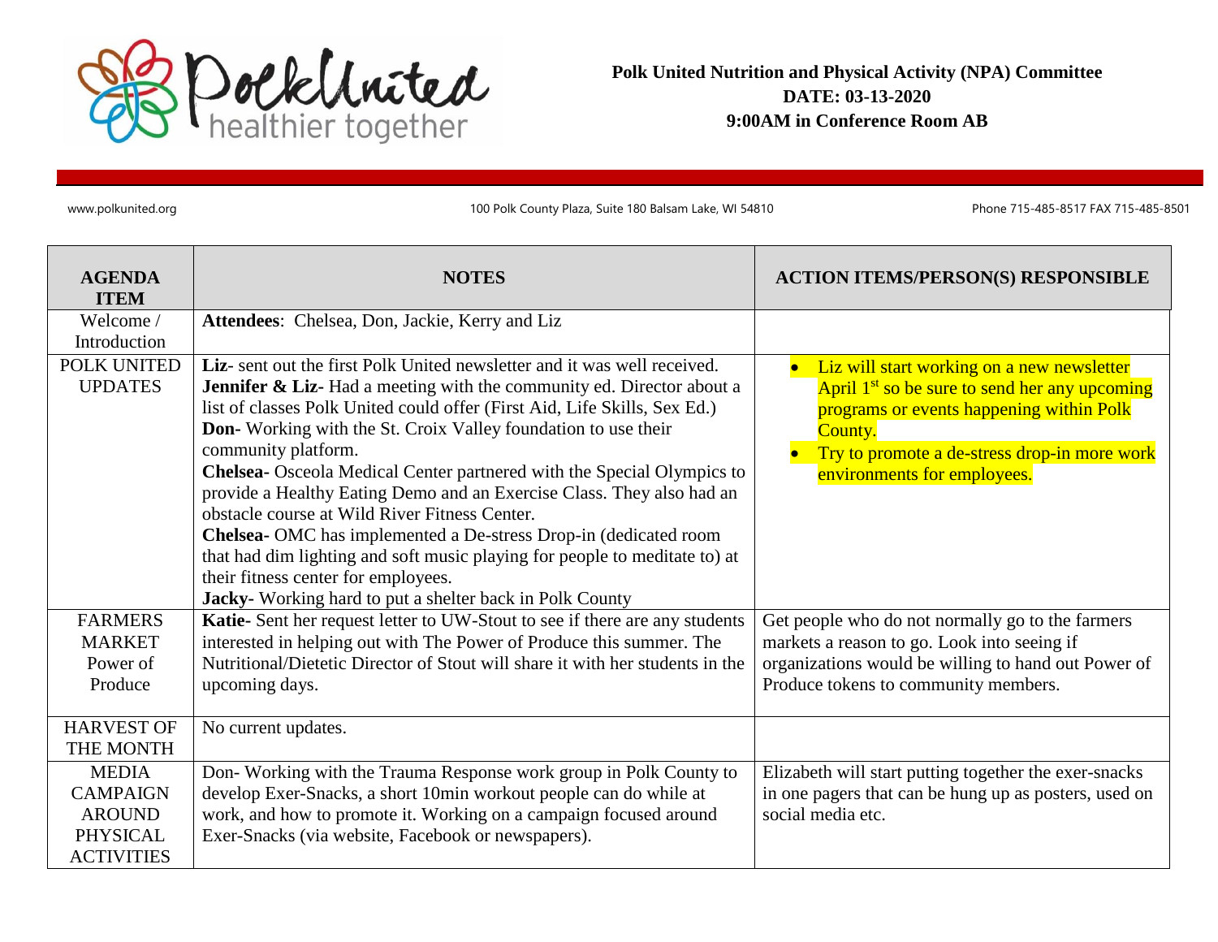**Polk United Nutrition and Physical Activity (NPA) Committee**
**DATE: 03-13-2020**
**9:00AM in Conference Room AB**

www.polkunited.org 100 Polk County Plaza, Suite 180 Balsam Lake, WI 54810 Phone 715-485-8517 FAX 715-485-8501

| AGENDA ITEM | NOTES | ACTION ITEMS/PERSON(S) RESPONSIBLE |
|---|---|---|
| Welcome / Introduction | **Attendees**: Chelsea, Don, Jackie, Kerry and Liz | |
| POLK UNITED UPDATES | **Liz**- sent out the first Polk United newsletter and it was well received.<br>**Jennifer & Liz**- Had a meeting with the community ed. Director about a list of classes Polk United could offer (First Aid, Life Skills, Sex Ed.)<br>**Don**- Working with the St. Croix Valley foundation to use their community platform.<br>**Chelsea**- Osceola Medical Center partnered with the Special Olympics to provide a Healthy Eating Demo and an Exercise Class. They also had an obstacle course at Wild River Fitness Center.<br>**Chelsea**- OMC has implemented a De-stress Drop-in (dedicated room that had dim lighting and soft music playing for people to meditate to) at their fitness center for employees.<br>**Jacky**- Working hard to put a shelter back in Polk County | • Liz will start working on a new newsletter April 1st so be sure to send her any upcoming programs or events happening within Polk County.<br>• Try to promote a de-stress drop-in more work environments for employees. |
| FARMERS MARKET Power of Produce | **Katie**- Sent her request letter to UW-Stout to see if there are any students interested in helping out with The Power of Produce this summer. The Nutritional/Dietetic Director of Stout will share it with her students in the upcoming days. | Get people who do not normally go to the farmers markets a reason to go. Look into seeing if organizations would be willing to hand out Power of Produce tokens to community members. |
| HARVEST OF THE MONTH | No current updates. | |
| MEDIA CAMPAIGN AROUND PHYSICAL ACTIVITIES | Don- Working with the Trauma Response work group in Polk County to develop Exer-Snacks, a short 10min workout people can do while at work, and how to promote it. Working on a campaign focused around Exer-Snacks (via website, Facebook or newspapers). | Elizabeth will start putting together the exer-snacks in one pagers that can be hung up as posters, used on social media etc. |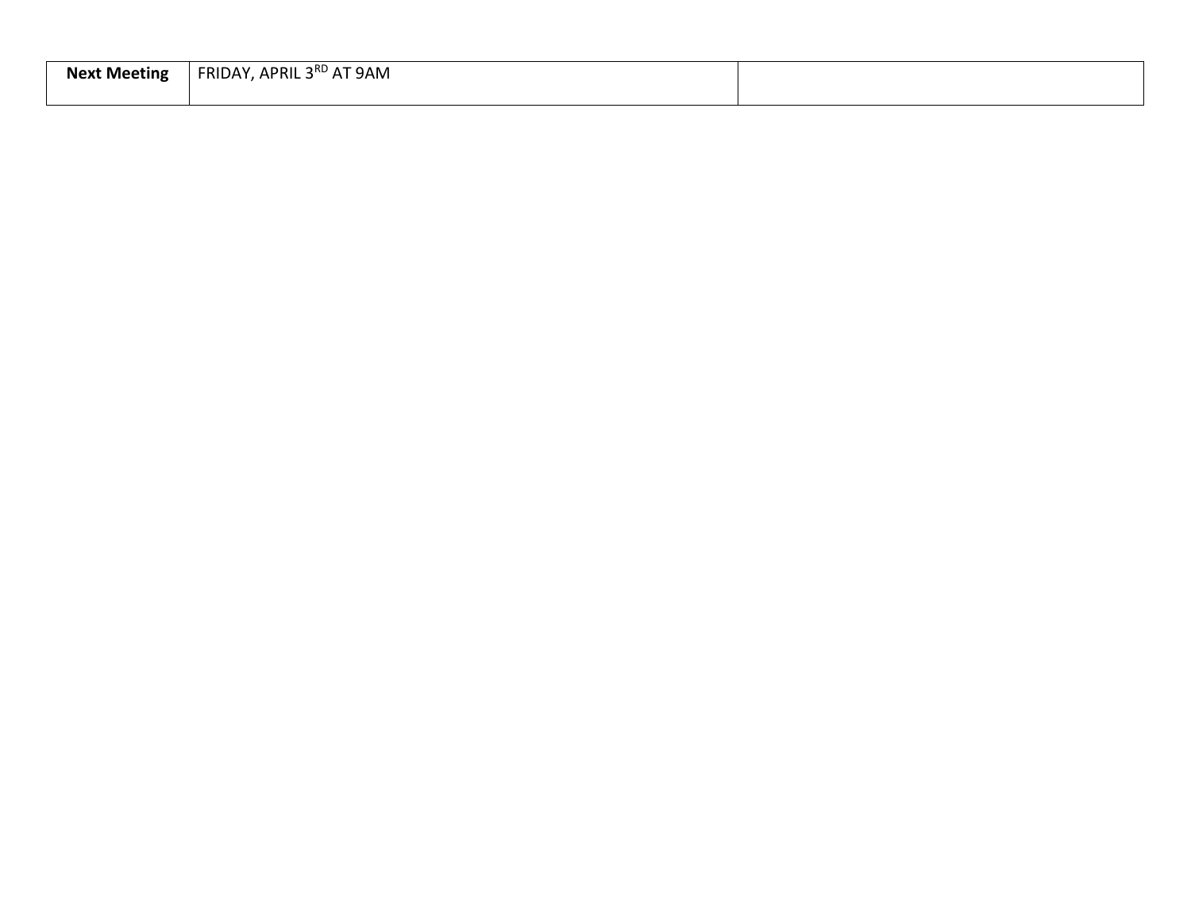| | | |
|---|---|---|
| **Next Meeting** | FRIDAY, APRIL 3RD AT 9AM | |